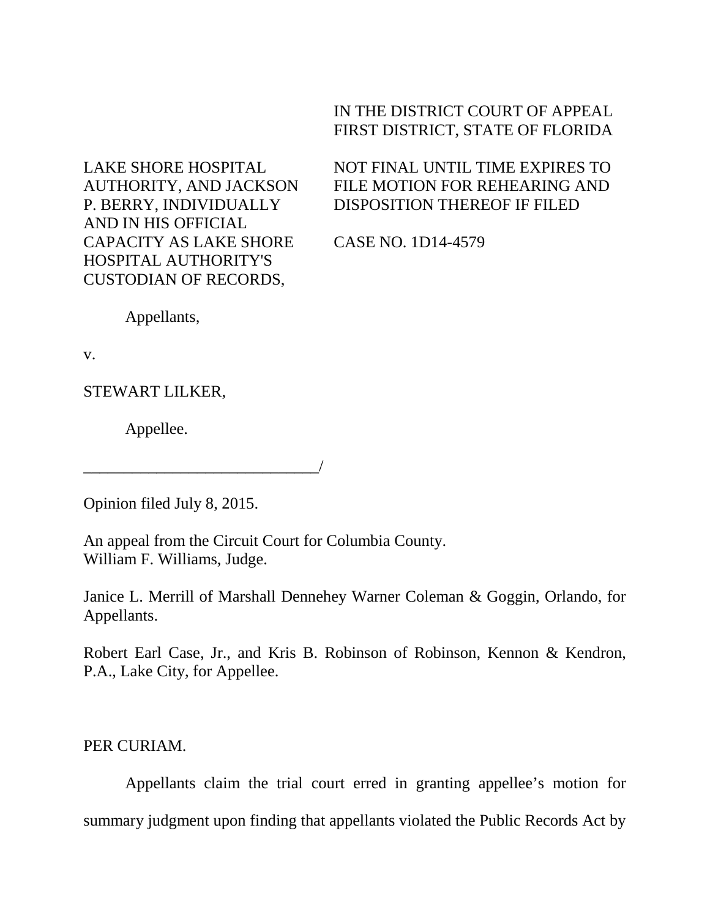IN THE DISTRICT COURT OF APPEAL
FIRST DISTRICT, STATE OF FLORIDA

LAKE SHORE HOSPITAL AUTHORITY, AND JACKSON P. BERRY, INDIVIDUALLY AND IN HIS OFFICIAL CAPACITY AS LAKE SHORE HOSPITAL AUTHORITY'S CUSTODIAN OF RECORDS,

Appellants,

v.

STEWART LILKER,

Appellee.

_____________________________/

NOT FINAL UNTIL TIME EXPIRES TO FILE MOTION FOR REHEARING AND DISPOSITION THEREOF IF FILED

CASE NO. 1D14-4579

Opinion filed July 8, 2015.

An appeal from the Circuit Court for Columbia County.
William F. Williams, Judge.

Janice L. Merrill of Marshall Dennehey Warner Coleman & Goggin, Orlando, for Appellants.

Robert Earl Case, Jr., and Kris B. Robinson of Robinson, Kennon & Kendron, P.A., Lake City, for Appellee.

PER CURIAM.

Appellants claim the trial court erred in granting appellee's motion for summary judgment upon finding that appellants violated the Public Records Act by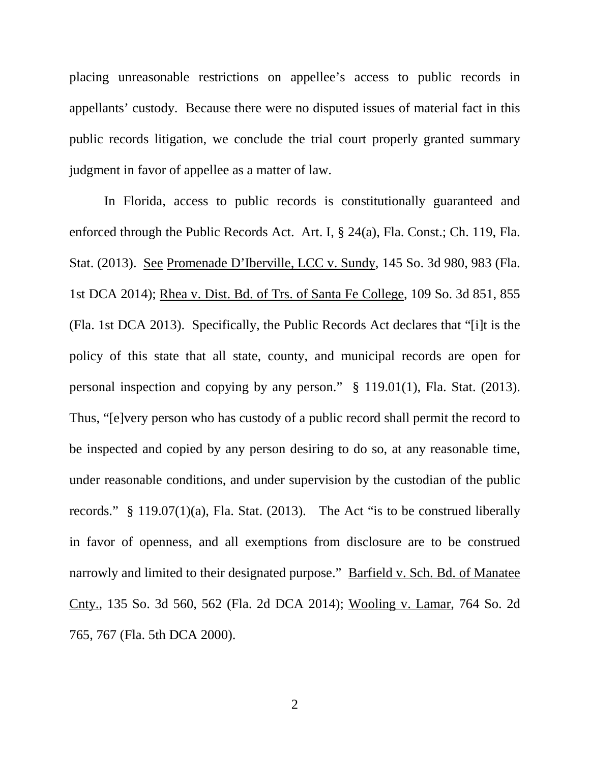placing unreasonable restrictions on appellee's access to public records in appellants' custody. Because there were no disputed issues of material fact in this public records litigation, we conclude the trial court properly granted summary judgment in favor of appellee as a matter of law.

In Florida, access to public records is constitutionally guaranteed and enforced through the Public Records Act. Art. I, § 24(a), Fla. Const.; Ch. 119, Fla. Stat. (2013). See Promenade D'Iberville, LCC v. Sundy, 145 So. 3d 980, 983 (Fla. 1st DCA 2014); Rhea v. Dist. Bd. of Trs. of Santa Fe College, 109 So. 3d 851, 855 (Fla. 1st DCA 2013). Specifically, the Public Records Act declares that "[i]t is the policy of this state that all state, county, and municipal records are open for personal inspection and copying by any person." § 119.01(1), Fla. Stat. (2013). Thus, "[e]very person who has custody of a public record shall permit the record to be inspected and copied by any person desiring to do so, at any reasonable time, under reasonable conditions, and under supervision by the custodian of the public records." § 119.07(1)(a), Fla. Stat. (2013). The Act "is to be construed liberally in favor of openness, and all exemptions from disclosure are to be construed narrowly and limited to their designated purpose." Barfield v. Sch. Bd. of Manatee Cnty., 135 So. 3d 560, 562 (Fla. 2d DCA 2014); Wooling v. Lamar, 764 So. 2d 765, 767 (Fla. 5th DCA 2000).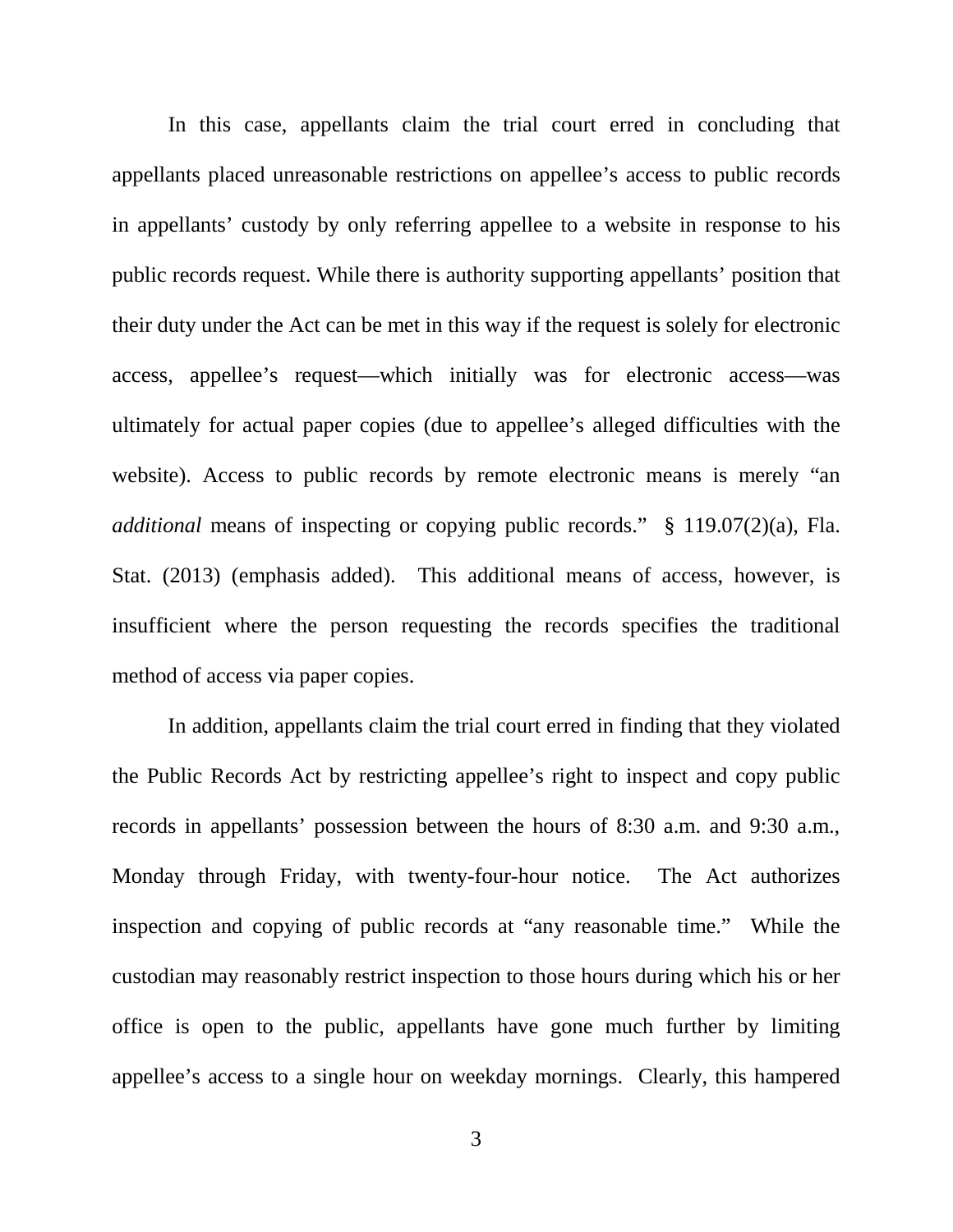In this case, appellants claim the trial court erred in concluding that appellants placed unreasonable restrictions on appellee's access to public records in appellants' custody by only referring appellee to a website in response to his public records request. While there is authority supporting appellants' position that their duty under the Act can be met in this way if the request is solely for electronic access, appellee's request—which initially was for electronic access—was ultimately for actual paper copies (due to appellee's alleged difficulties with the website). Access to public records by remote electronic means is merely "an *additional* means of inspecting or copying public records." § 119.07(2)(a), Fla. Stat. (2013) (emphasis added). This additional means of access, however, is insufficient where the person requesting the records specifies the traditional method of access via paper copies.

In addition, appellants claim the trial court erred in finding that they violated the Public Records Act by restricting appellee's right to inspect and copy public records in appellants' possession between the hours of 8:30 a.m. and 9:30 a.m., Monday through Friday, with twenty-four-hour notice. The Act authorizes inspection and copying of public records at "any reasonable time." While the custodian may reasonably restrict inspection to those hours during which his or her office is open to the public, appellants have gone much further by limiting appellee's access to a single hour on weekday mornings. Clearly, this hampered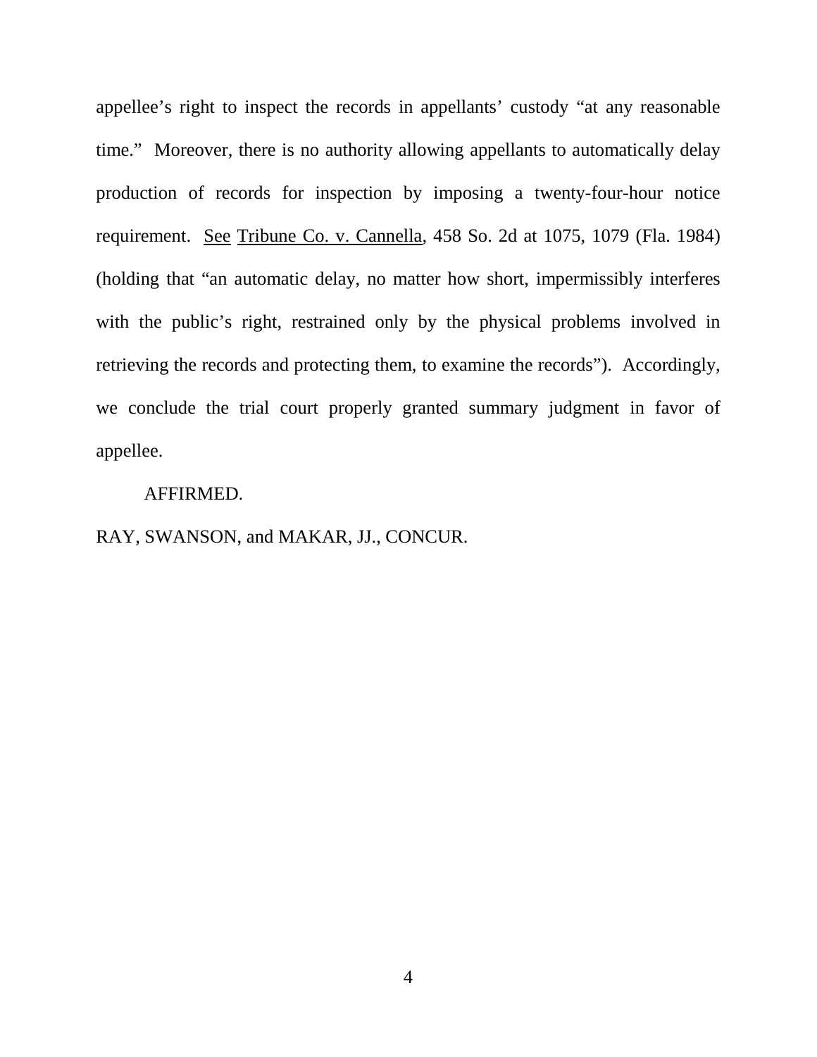appellee's right to inspect the records in appellants' custody "at any reasonable time." Moreover, there is no authority allowing appellants to automatically delay production of records for inspection by imposing a twenty-four-hour notice requirement. See Tribune Co. v. Cannella, 458 So. 2d at 1075, 1079 (Fla. 1984) (holding that "an automatic delay, no matter how short, impermissibly interferes with the public's right, restrained only by the physical problems involved in retrieving the records and protecting them, to examine the records"). Accordingly, we conclude the trial court properly granted summary judgment in favor of appellee.

AFFIRMED.

RAY, SWANSON, and MAKAR, JJ., CONCUR.